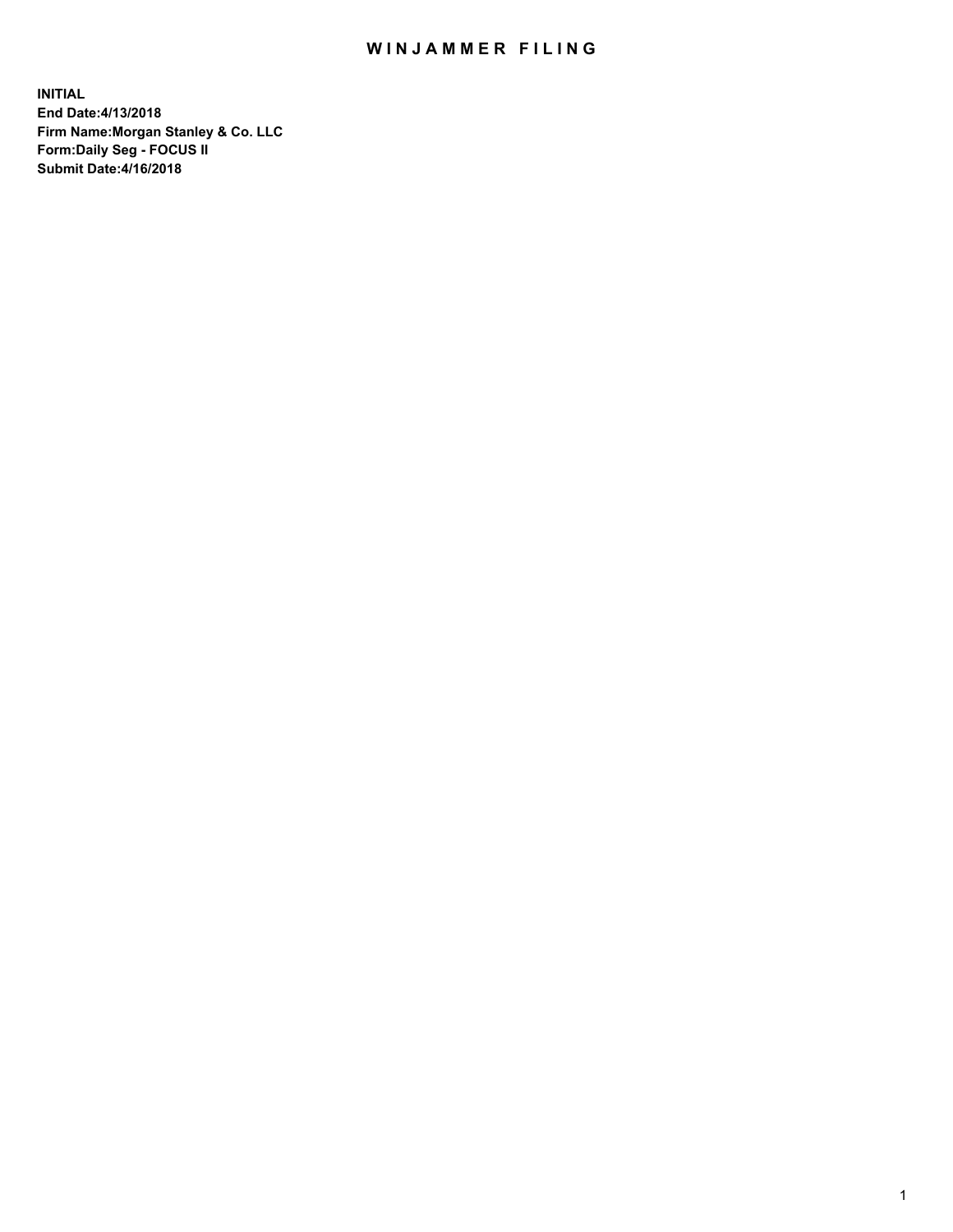# WINJAMMER FILING

**INITIAL**
**End Date:4/13/2018**
**Firm Name:Morgan Stanley & Co. LLC**
**Form:Daily Seg - FOCUS II**
**Submit Date:4/16/2018**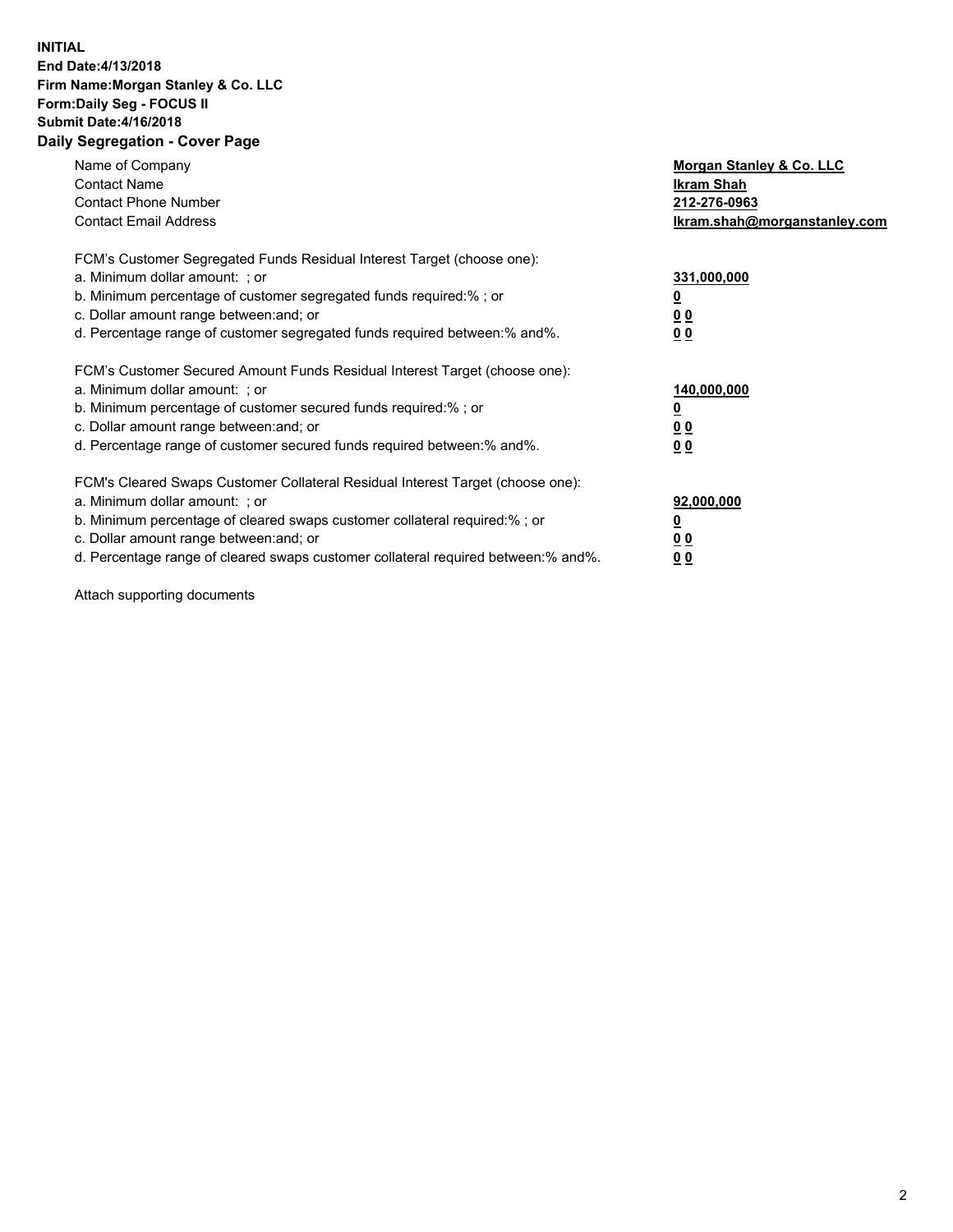**INITIAL**
**End Date:4/13/2018**
**Firm Name:Morgan Stanley & Co. LLC**
**Form:Daily Seg - FOCUS II**
**Submit Date:4/16/2018**

## Daily Segregation - Cover Page

| | |
|---|---|
| Name of Company | **Morgan Stanley & Co. LLC** |
| Contact Name | **Ikram Shah** |
| Contact Phone Number | **212-276-0963** |
| Contact Email Address | **Ikram.shah@morganstanley.com** |

| | |
|---|---|
| FCM's Customer Segregated Funds Residual Interest Target (choose one): | |
| a. Minimum dollar amount: ; or | **331,000,000** |
| b. Minimum percentage of customer segregated funds required:% ; or | **0** |
| c. Dollar amount range between:and; or | **0 0** |
| d. Percentage range of customer segregated funds required between:% and%. | **0 0** |

| | |
|---|---|
| FCM's Customer Secured Amount Funds Residual Interest Target (choose one): | |
| a. Minimum dollar amount: ; or | **140,000,000** |
| b. Minimum percentage of customer secured funds required:% ; or | **0** |
| c. Dollar amount range between:and; or | **0 0** |
| d. Percentage range of customer secured funds required between:% and%. | **0 0** |

| | |
|---|---|
| FCM's Cleared Swaps Customer Collateral Residual Interest Target (choose one): | |
| a. Minimum dollar amount: ; or | **92,000,000** |
| b. Minimum percentage of cleared swaps customer collateral required:% ; or | **0** |
| c. Dollar amount range between:and; or | **0 0** |
| d. Percentage range of cleared swaps customer collateral required between:% and%. | **0 0** |

Attach supporting documents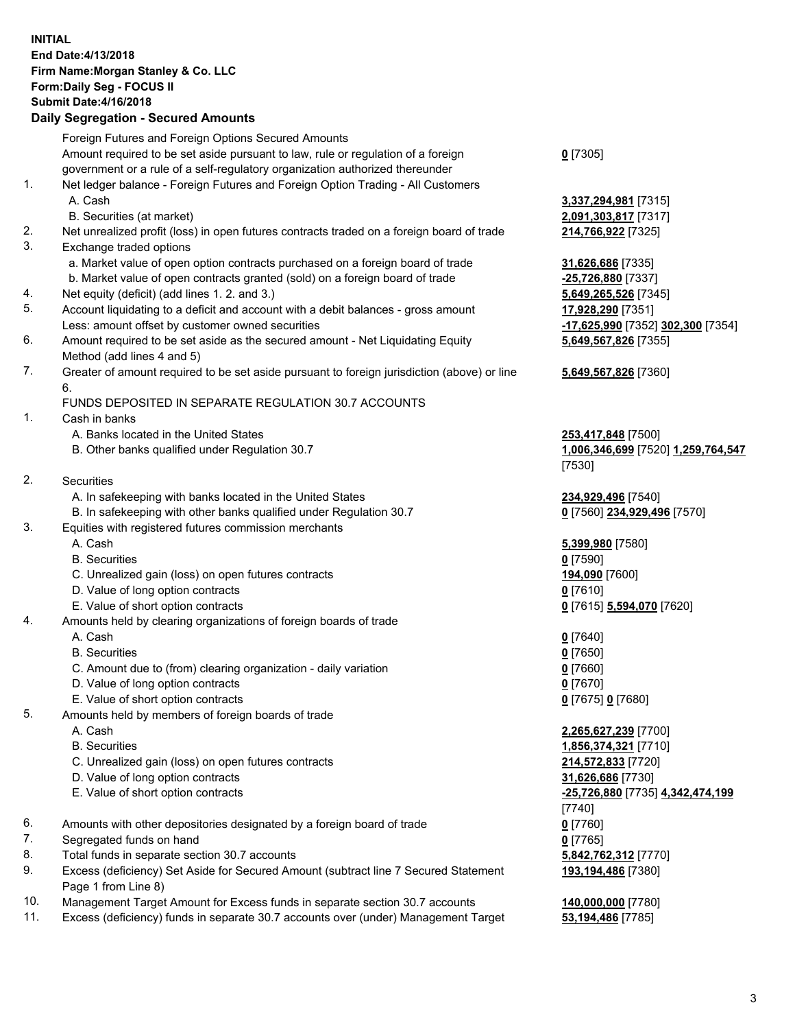**INITIAL**
**End Date:4/13/2018**
**Firm Name:Morgan Stanley & Co. LLC**
**Form:Daily Seg - FOCUS II**
**Submit Date:4/16/2018**

## Daily Segregation - Secured Amounts

| | | |
|---|---|---|
| | Foreign Futures and Foreign Options Secured Amounts | |
| | Amount required to be set aside pursuant to law, rule or regulation of a foreign government or a rule of a self-regulatory organization authorized thereunder | **0** [7305] |
| 1. | Net ledger balance - Foreign Futures and Foreign Option Trading - All Customers | |
| | A. Cash | **3,337,294,981** [7315] |
| | B. Securities (at market) | **2,091,303,817** [7317] |
| 2. | Net unrealized profit (loss) in open futures contracts traded on a foreign board of trade | **214,766,922** [7325] |
| 3. | Exchange traded options | |
| | a. Market value of open option contracts purchased on a foreign board of trade | **31,626,686** [7335] |
| | b. Market value of open contracts granted (sold) on a foreign board of trade | **-25,726,880** [7337] |
| 4. | Net equity (deficit) (add lines 1. 2. and 3.) | **5,649,265,526** [7345] |
| 5. | Account liquidating to a deficit and account with a debit balances - gross amount | **17,928,290** [7351] |
| | Less: amount offset by customer owned securities | **-17,625,990** [7352] **302,300** [7354] |
| 6. | Amount required to be set aside as the secured amount - Net Liquidating Equity Method (add lines 4 and 5) | **5,649,567,826** [7355] |
| 7. | Greater of amount required to be set aside pursuant to foreign jurisdiction (above) or line 6. | **5,649,567,826** [7360] |
| | FUNDS DEPOSITED IN SEPARATE REGULATION 30.7 ACCOUNTS | |
| 1. | Cash in banks | |
| | A. Banks located in the United States | **253,417,848** [7500] |
| | B. Other banks qualified under Regulation 30.7 | **1,006,346,699** [7520] **1,259,764,547** [7530] |
| 2. | Securities | |
| | A. In safekeeping with banks located in the United States | **234,929,496** [7540] |
| | B. In safekeeping with other banks qualified under Regulation 30.7 | **0** [7560] **234,929,496** [7570] |
| 3. | Equities with registered futures commission merchants | |
| | A. Cash | **5,399,980** [7580] |
| | B. Securities | **0** [7590] |
| | C. Unrealized gain (loss) on open futures contracts | **194,090** [7600] |
| | D. Value of long option contracts | **0** [7610] |
| | E. Value of short option contracts | **0** [7615] **5,594,070** [7620] |
| 4. | Amounts held by clearing organizations of foreign boards of trade | |
| | A. Cash | **0** [7640] |
| | B. Securities | **0** [7650] |
| | C. Amount due to (from) clearing organization - daily variation | **0** [7660] |
| | D. Value of long option contracts | **0** [7670] |
| | E. Value of short option contracts | **0** [7675] **0** [7680] |
| 5. | Amounts held by members of foreign boards of trade | |
| | A. Cash | **2,265,627,239** [7700] |
| | B. Securities | **1,856,374,321** [7710] |
| | C. Unrealized gain (loss) on open futures contracts | **214,572,833** [7720] |
| | D. Value of long option contracts | **31,626,686** [7730] |
| | E. Value of short option contracts | **-25,726,880** [7735] **4,342,474,199** [7740] |
| 6. | Amounts with other depositories designated by a foreign board of trade | **0** [7760] |
| 7. | Segregated funds on hand | **0** [7765] |
| 8. | Total funds in separate section 30.7 accounts | **5,842,762,312** [7770] |
| 9. | Excess (deficiency) Set Aside for Secured Amount (subtract line 7 Secured Statement Page 1 from Line 8) | **193,194,486** [7380] |
| 10. | Management Target Amount for Excess funds in separate section 30.7 accounts | **140,000,000** [7780] |
| 11. | Excess (deficiency) funds in separate 30.7 accounts over (under) Management Target | **53,194,486** [7785] |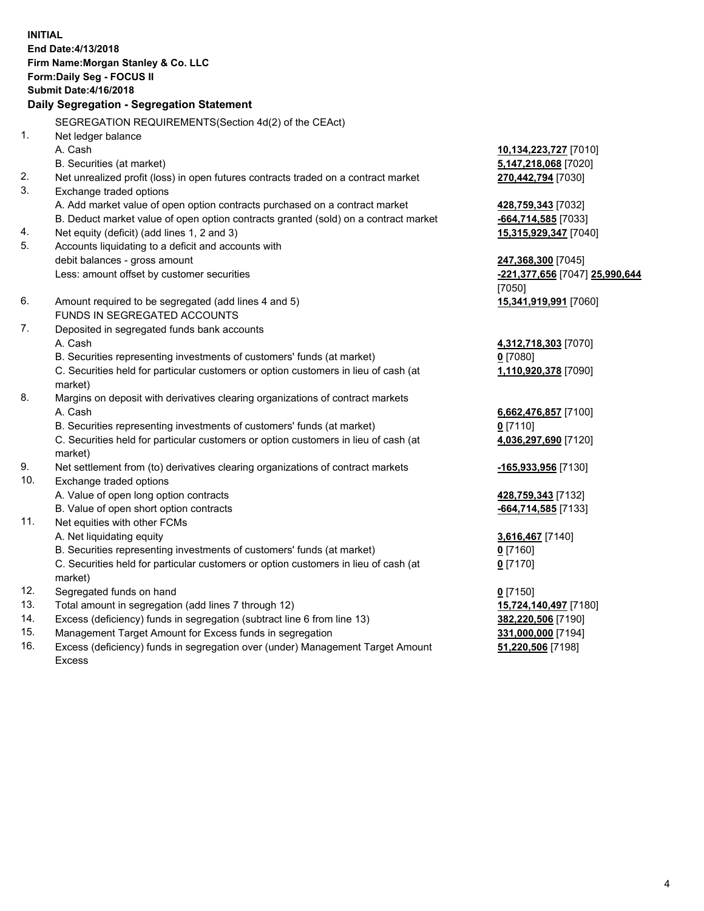**INITIAL**
**End Date:4/13/2018**
**Firm Name:Morgan Stanley & Co. LLC**
**Form:Daily Seg - FOCUS II**
**Submit Date:4/16/2018**
**Daily Segregation - Segregation Statement**

| | | |
|---|---|---|
| | SEGREGATION REQUIREMENTS(Section 4d(2) of the CEAct) | |
| 1. | Net ledger balance | |
| | A. Cash | **10,134,223,727** [7010] |
| | B. Securities (at market) | **5,147,218,068** [7020] |
| 2. | Net unrealized profit (loss) in open futures contracts traded on a contract market | **270,442,794** [7030] |
| 3. | Exchange traded options | |
| | A. Add market value of open option contracts purchased on a contract market | **428,759,343** [7032] |
| | B. Deduct market value of open option contracts granted (sold) on a contract market | **-664,714,585** [7033] |
| 4. | Net equity (deficit) (add lines 1, 2 and 3) | **15,315,929,347** [7040] |
| 5. | Accounts liquidating to a deficit and accounts with debit balances - gross amount | **247,368,300** [7045] |
| | Less: amount offset by customer securities | **-221,377,656** [7047] **25,990,644** [7050] |
| 6. | Amount required to be segregated (add lines 4 and 5) | **15,341,919,991** [7060] |
| | FUNDS IN SEGREGATED ACCOUNTS | |
| 7. | Deposited in segregated funds bank accounts | |
| | A. Cash | **4,312,718,303** [7070] |
| | B. Securities representing investments of customers' funds (at market) | **0** [7080] |
| | C. Securities held for particular customers or option customers in lieu of cash (at market) | **1,110,920,378** [7090] |
| 8. | Margins on deposit with derivatives clearing organizations of contract markets | |
| | A. Cash | **6,662,476,857** [7100] |
| | B. Securities representing investments of customers' funds (at market) | **0** [7110] |
| | C. Securities held for particular customers or option customers in lieu of cash (at market) | **4,036,297,690** [7120] |
| 9. | Net settlement from (to) derivatives clearing organizations of contract markets | **-165,933,956** [7130] |
| 10. | Exchange traded options | |
| | A. Value of open long option contracts | **428,759,343** [7132] |
| | B. Value of open short option contracts | **-664,714,585** [7133] |
| 11. | Net equities with other FCMs | |
| | A. Net liquidating equity | **3,616,467** [7140] |
| | B. Securities representing investments of customers' funds (at market) | **0** [7160] |
| | C. Securities held for particular customers or option customers in lieu of cash (at market) | **0** [7170] |
| 12. | Segregated funds on hand | **0** [7150] |
| 13. | Total amount in segregation (add lines 7 through 12) | **15,724,140,497** [7180] |
| 14. | Excess (deficiency) funds in segregation (subtract line 6 from line 13) | **382,220,506** [7190] |
| 15. | Management Target Amount for Excess funds in segregation | **331,000,000** [7194] |
| 16. | Excess (deficiency) funds in segregation over (under) Management Target Amount Excess | **51,220,506** [7198] |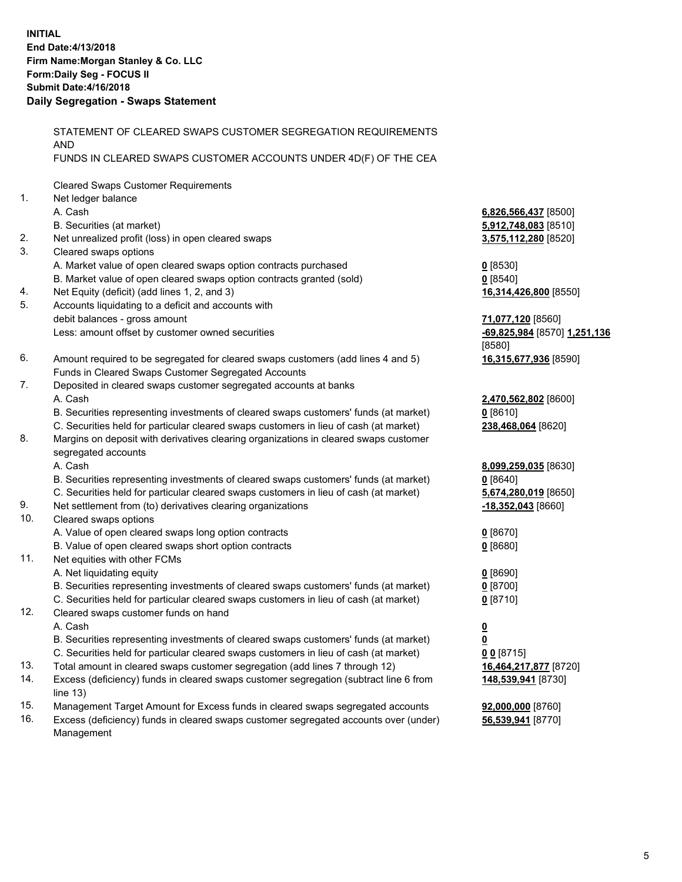**INITIAL**
**End Date:4/13/2018**
**Firm Name:Morgan Stanley & Co. LLC**
**Form:Daily Seg - FOCUS II**
**Submit Date:4/16/2018**
**Daily Segregation - Swaps Statement**

STATEMENT OF CLEARED SWAPS CUSTOMER SEGREGATION REQUIREMENTS
AND
FUNDS IN CLEARED SWAPS CUSTOMER ACCOUNTS UNDER 4D(F) OF THE CEA

| | | |
|---|---|---|
| | Cleared Swaps Customer Requirements | |
| 1. | Net ledger balance | |
| | A. Cash | **6,826,566,437** [8500] |
| | B. Securities (at market) | **5,912,748,083** [8510] |
| 2. | Net unrealized profit (loss) in open cleared swaps | **3,575,112,280** [8520] |
| 3. | Cleared swaps options | |
| | A. Market value of open cleared swaps option contracts purchased | **0** [8530] |
| | B. Market value of open cleared swaps option contracts granted (sold) | **0** [8540] |
| 4. | Net Equity (deficit) (add lines 1, 2, and 3) | **16,314,426,800** [8550] |
| 5. | Accounts liquidating to a deficit and accounts with debit balances - gross amount | **71,077,120** [8560] |
| | Less: amount offset by customer owned securities | **-69,825,984** [8570] **1,251,136** [8580] |
| 6. | Amount required to be segregated for cleared swaps customers (add lines 4 and 5) | **16,315,677,936** [8590] |
| | Funds in Cleared Swaps Customer Segregated Accounts | |
| 7. | Deposited in cleared swaps customer segregated accounts at banks | |
| | A. Cash | **2,470,562,802** [8600] |
| | B. Securities representing investments of cleared swaps customers' funds (at market) | **0** [8610] |
| | C. Securities held for particular cleared swaps customers in lieu of cash (at market) | **238,468,064** [8620] |
| 8. | Margins on deposit with derivatives clearing organizations in cleared swaps customer segregated accounts | |
| | A. Cash | **8,099,259,035** [8630] |
| | B. Securities representing investments of cleared swaps customers' funds (at market) | **0** [8640] |
| | C. Securities held for particular cleared swaps customers in lieu of cash (at market) | **5,674,280,019** [8650] |
| 9. | Net settlement from (to) derivatives clearing organizations | **-18,352,043** [8660] |
| 10. | Cleared swaps options | |
| | A. Value of open cleared swaps long option contracts | **0** [8670] |
| | B. Value of open cleared swaps short option contracts | **0** [8680] |
| 11. | Net equities with other FCMs | |
| | A. Net liquidating equity | **0** [8690] |
| | B. Securities representing investments of cleared swaps customers' funds (at market) | **0** [8700] |
| | C. Securities held for particular cleared swaps customers in lieu of cash (at market) | **0** [8710] |
| 12. | Cleared swaps customer funds on hand | |
| | A. Cash | **0** |
| | B. Securities representing investments of cleared swaps customers' funds (at market) | **0** |
| | C. Securities held for particular cleared swaps customers in lieu of cash (at market) | **0** **0** [8715] |
| 13. | Total amount in cleared swaps customer segregation (add lines 7 through 12) | **16,464,217,877** [8720] |
| 14. | Excess (deficiency) funds in cleared swaps customer segregation (subtract line 6 from line 13) | **148,539,941** [8730] |
| 15. | Management Target Amount for Excess funds in cleared swaps segregated accounts | **92,000,000** [8760] |
| 16. | Excess (deficiency) funds in cleared swaps customer segregated accounts over (under) Management | **56,539,941** [8770] |